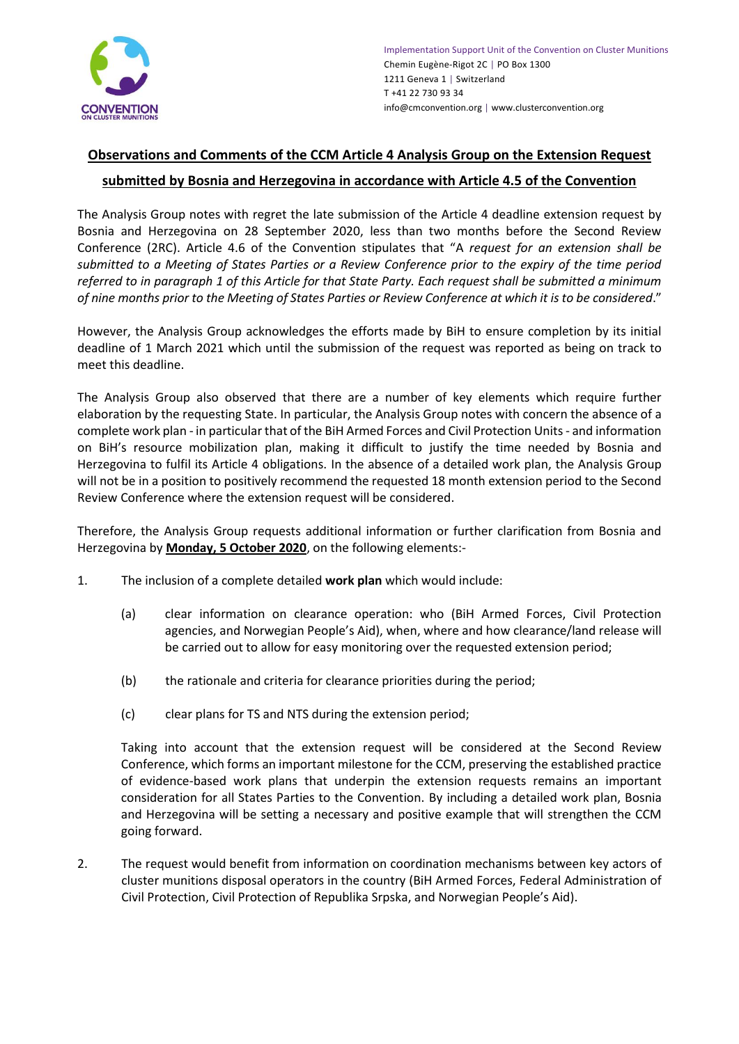Implementation Support Unit of the Convention on Cluster Munitions
Chemin Eugène-Rigot 2C | PO Box 1300
1211 Geneva 1 | Switzerland
T +41 22 730 93 34
info@cmconvention.org | www.clusterconvention.org

# Observations and Comments of the CCM Article 4 Analysis Group on the Extension Request submitted by Bosnia and Herzegovina in accordance with Article 4.5 of the Convention

The Analysis Group notes with regret the late submission of the Article 4 deadline extension request by Bosnia and Herzegovina on 28 September 2020, less than two months before the Second Review Conference (2RC). Article 4.6 of the Convention stipulates that "A *request for an extension shall be submitted to a Meeting of States Parties or a Review Conference prior to the expiry of the time period referred to in paragraph 1 of this Article for that State Party. Each request shall be submitted a minimum of nine months prior to the Meeting of States Parties or Review Conference at which it is to be considered*."

However, the Analysis Group acknowledges the efforts made by BiH to ensure completion by its initial deadline of 1 March 2021 which until the submission of the request was reported as being on track to meet this deadline.

The Analysis Group also observed that there are a number of key elements which require further elaboration by the requesting State. In particular, the Analysis Group notes with concern the absence of a complete work plan - in particular that of the BiH Armed Forces and Civil Protection Units - and information on BiH's resource mobilization plan, making it difficult to justify the time needed by Bosnia and Herzegovina to fulfil its Article 4 obligations. In the absence of a detailed work plan, the Analysis Group will not be in a position to positively recommend the requested 18 month extension period to the Second Review Conference where the extension request will be considered.

Therefore, the Analysis Group requests additional information or further clarification from Bosnia and Herzegovina by **Monday, 5 October 2020**, on the following elements:-

1. The inclusion of a complete detailed **work plan** which would include:

   (a) clear information on clearance operation: who (BiH Armed Forces, Civil Protection agencies, and Norwegian People's Aid), when, where and how clearance/land release will be carried out to allow for easy monitoring over the requested extension period;

   (b) the rationale and criteria for clearance priorities during the period;

   (c) clear plans for TS and NTS during the extension period;

   Taking into account that the extension request will be considered at the Second Review Conference, which forms an important milestone for the CCM, preserving the established practice of evidence-based work plans that underpin the extension requests remains an important consideration for all States Parties to the Convention. By including a detailed work plan, Bosnia and Herzegovina will be setting a necessary and positive example that will strengthen the CCM going forward.

2. The request would benefit from information on coordination mechanisms between key actors of cluster munitions disposal operators in the country (BiH Armed Forces, Federal Administration of Civil Protection, Civil Protection of Republika Srpska, and Norwegian People's Aid).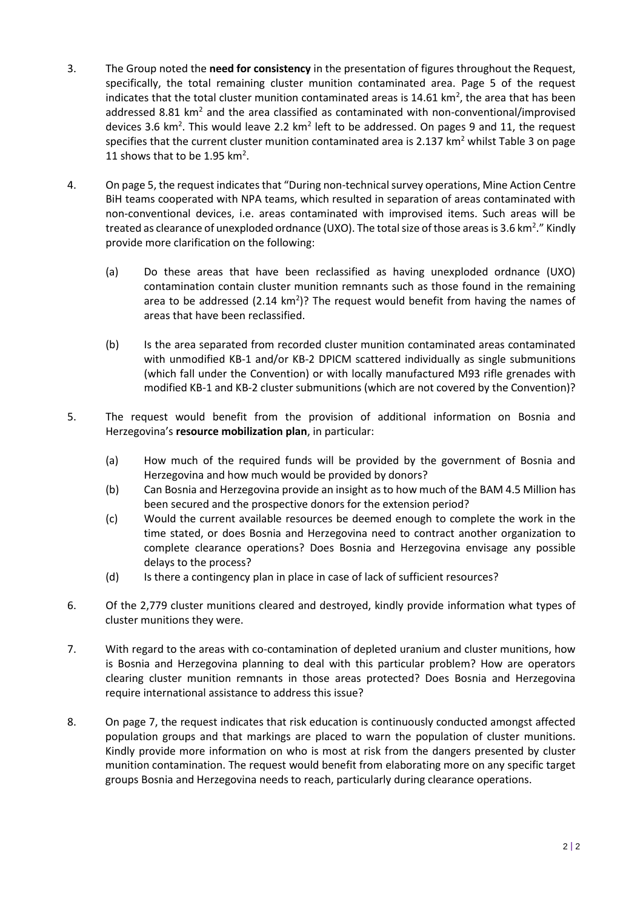3. The Group noted the **need for consistency** in the presentation of figures throughout the Request, specifically, the total remaining cluster munition contaminated area. Page 5 of the request indicates that the total cluster munition contaminated areas is 14.61 $km^2$, the area that has been addressed 8.81 $km^2$ and the area classified as contaminated with non-conventional/improvised devices 3.6 $km^2$. This would leave 2.2 $km^2$ left to be addressed. On pages 9 and 11, the request specifies that the current cluster munition contaminated area is 2.137 $km^2$ whilst Table 3 on page 11 shows that to be 1.95 $km^2$.

4. On page 5, the request indicates that "During non-technical survey operations, Mine Action Centre BiH teams cooperated with NPA teams, which resulted in separation of areas contaminated with non-conventional devices, i.e. areas contaminated with improvised items. Such areas will be treated as clearance of unexploded ordnance (UXO). The total size of those areas is 3.6 $km^2$." Kindly provide more clarification on the following:

   (a) Do these areas that have been reclassified as having unexploded ordnance (UXO) contamination contain cluster munition remnants such as those found in the remaining area to be addressed (2.14 $km^2$)? The request would benefit from having the names of areas that have been reclassified.

   (b) Is the area separated from recorded cluster munition contaminated areas contaminated with unmodified KB-1 and/or KB-2 DPICM scattered individually as single submunitions (which fall under the Convention) or with locally manufactured M93 rifle grenades with modified KB-1 and KB-2 cluster submunitions (which are not covered by the Convention)?

5. The request would benefit from the provision of additional information on Bosnia and Herzegovina's **resource mobilization plan**, in particular:

   (a) How much of the required funds will be provided by the government of Bosnia and Herzegovina and how much would be provided by donors?
   (b) Can Bosnia and Herzegovina provide an insight as to how much of the BAM 4.5 Million has been secured and the prospective donors for the extension period?
   (c) Would the current available resources be deemed enough to complete the work in the time stated, or does Bosnia and Herzegovina need to contract another organization to complete clearance operations? Does Bosnia and Herzegovina envisage any possible delays to the process?
   (d) Is there a contingency plan in place in case of lack of sufficient resources?

6. Of the 2,779 cluster munitions cleared and destroyed, kindly provide information what types of cluster munitions they were.

7. With regard to the areas with co-contamination of depleted uranium and cluster munitions, how is Bosnia and Herzegovina planning to deal with this particular problem? How are operators clearing cluster munition remnants in those areas protected? Does Bosnia and Herzegovina require international assistance to address this issue?

8. On page 7, the request indicates that risk education is continuously conducted amongst affected population groups and that markings are placed to warn the population of cluster munitions. Kindly provide more information on who is most at risk from the dangers presented by cluster munition contamination. The request would benefit from elaborating more on any specific target groups Bosnia and Herzegovina needs to reach, particularly during clearance operations.